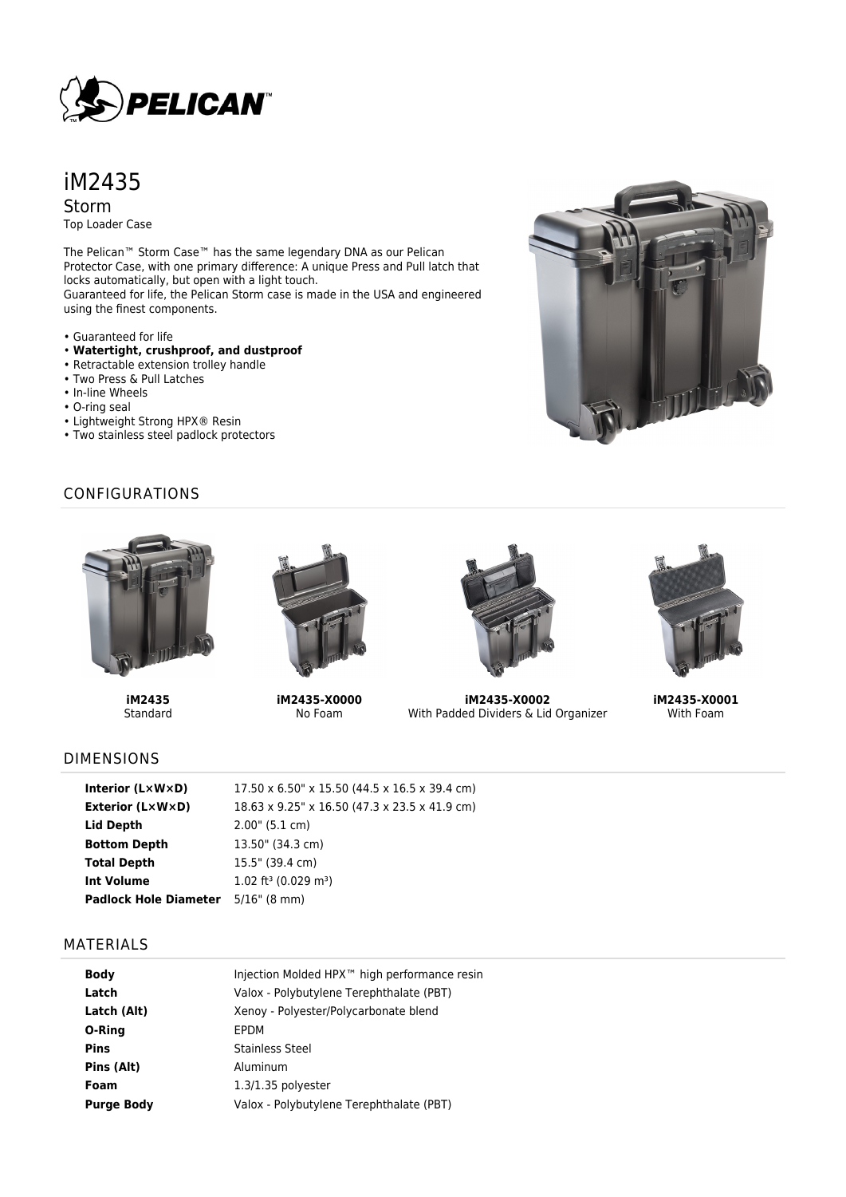# iM2435

## Storm

Top Loader Case

The Pelican™ Storm Case™ has the same legendary DNA as our Pelican Protector Case, with one primary difference: A unique Press and Pull latch that locks automatically, but open with a light touch.
Guaranteed for life, the Pelican Storm case is made in the USA and engineered using the finest components.

- Guaranteed for life
- **Watertight, crushproof, and dustproof**
- Retractable extension trolley handle
- Two Press & Pull Latches
- In-line Wheels
- O-ring seal
- Lightweight Strong HPX® Resin
- Two stainless steel padlock protectors

## CONFIGURATIONS

**iM2435**
Standard

**iM2435-X0000**
No Foam

**iM2435-X0002**
With Padded Dividers & Lid Organizer

**iM2435-X0001**
With Foam

## DIMENSIONS

| | |
|---|---|
| **Interior (L×W×D)** | 17.50 x 6.50" x 15.50 (44.5 x 16.5 x 39.4 cm) |
| **Exterior (L×W×D)** | 18.63 x 9.25" x 16.50 (47.3 x 23.5 x 41.9 cm) |
| **Lid Depth** | 2.00" (5.1 cm) |
| **Bottom Depth** | 13.50" (34.3 cm) |
| **Total Depth** | 15.5" (39.4 cm) |
| **Int Volume** | 1.02 $ft^3$ (0.029 $m^3$) |
| **Padlock Hole Diameter** | 5/16" (8 mm) |

## MATERIALS

| | |
|---|---|
| **Body** | Injection Molded HPX™ high performance resin |
| **Latch** | Valox - Polybutylene Terephthalate (PBT) |
| **Latch (Alt)** | Xenoy - Polyester/Polycarbonate blend |
| **O-Ring** | EPDM |
| **Pins** | Stainless Steel |
| **Pins (Alt)** | Aluminum |
| **Foam** | 1.3/1.35 polyester |
| **Purge Body** | Valox - Polybutylene Terephthalate (PBT) |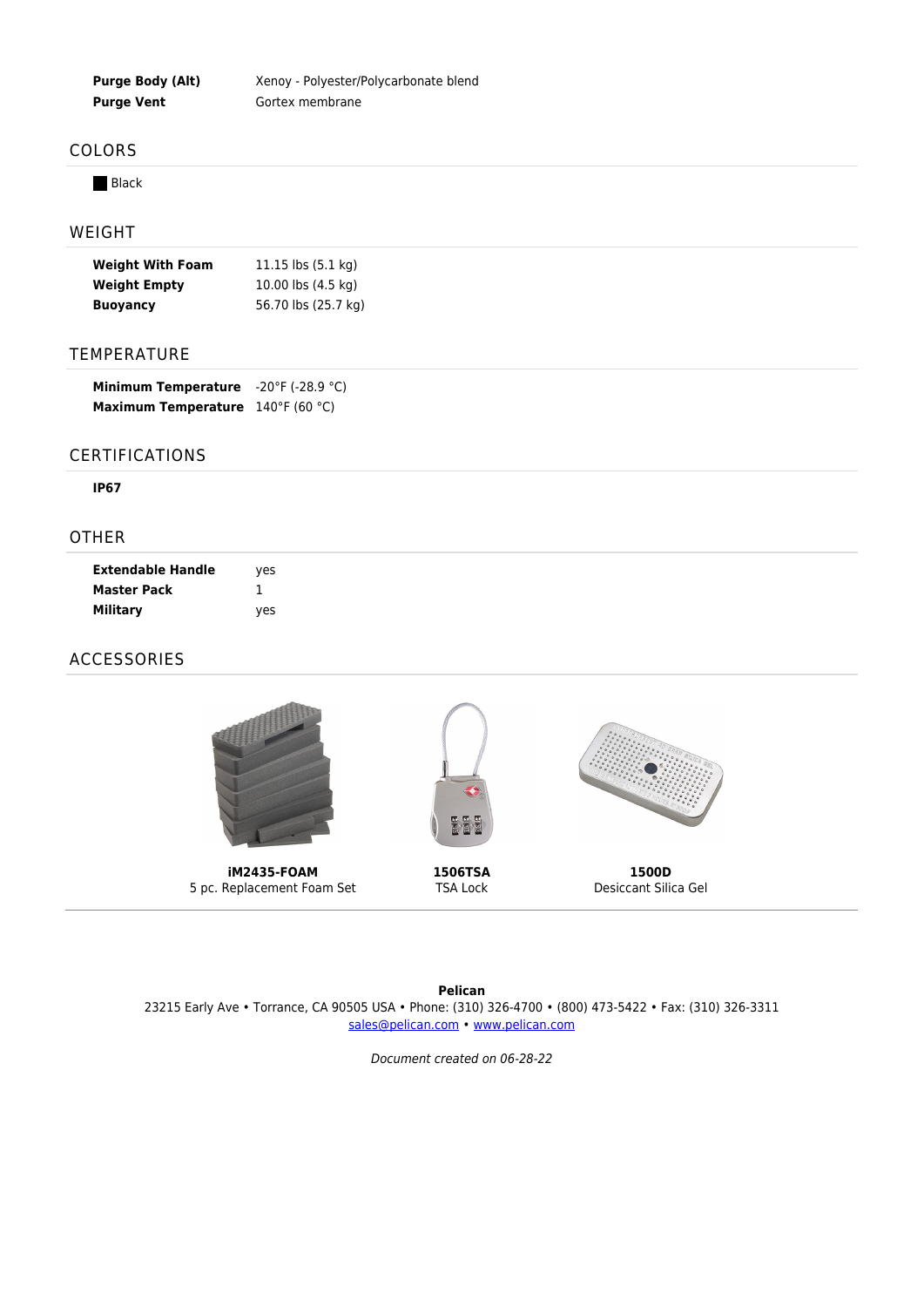| | |
|---|---|
| **Purge Body (Alt)** | Xenoy - Polyester/Polycarbonate blend |
| **Purge Vent** | Gortex membrane |

## COLORS

■ Black

## WEIGHT

| | |
|---|---|
| **Weight With Foam** | 11.15 lbs (5.1 kg) |
| **Weight Empty** | 10.00 lbs (4.5 kg) |
| **Buoyancy** | 56.70 lbs (25.7 kg) |

## TEMPERATURE

| | |
|---|---|
| **Minimum Temperature** | -20°F (-28.9 °C) |
| **Maximum Temperature** | 140°F (60 °C) |

## CERTIFICATIONS

**IP67**

## OTHER

| | |
|---|---|
| **Extendable Handle** | yes |
| **Master Pack** | 1 |
| **Military** | yes |

## ACCESSORIES

**iM2435-FOAM**
5 pc. Replacement Foam Set

**1506TSA**
TSA Lock

**1500D**
Desiccant Silica Gel

**Pelican**
23215 Early Ave • Torrance, CA 90505 USA • Phone: (310) 326-4700 • (800) 473-5422 • Fax: (310) 326-3311
sales@pelican.com • www.pelican.com

*Document created on 06-28-22*